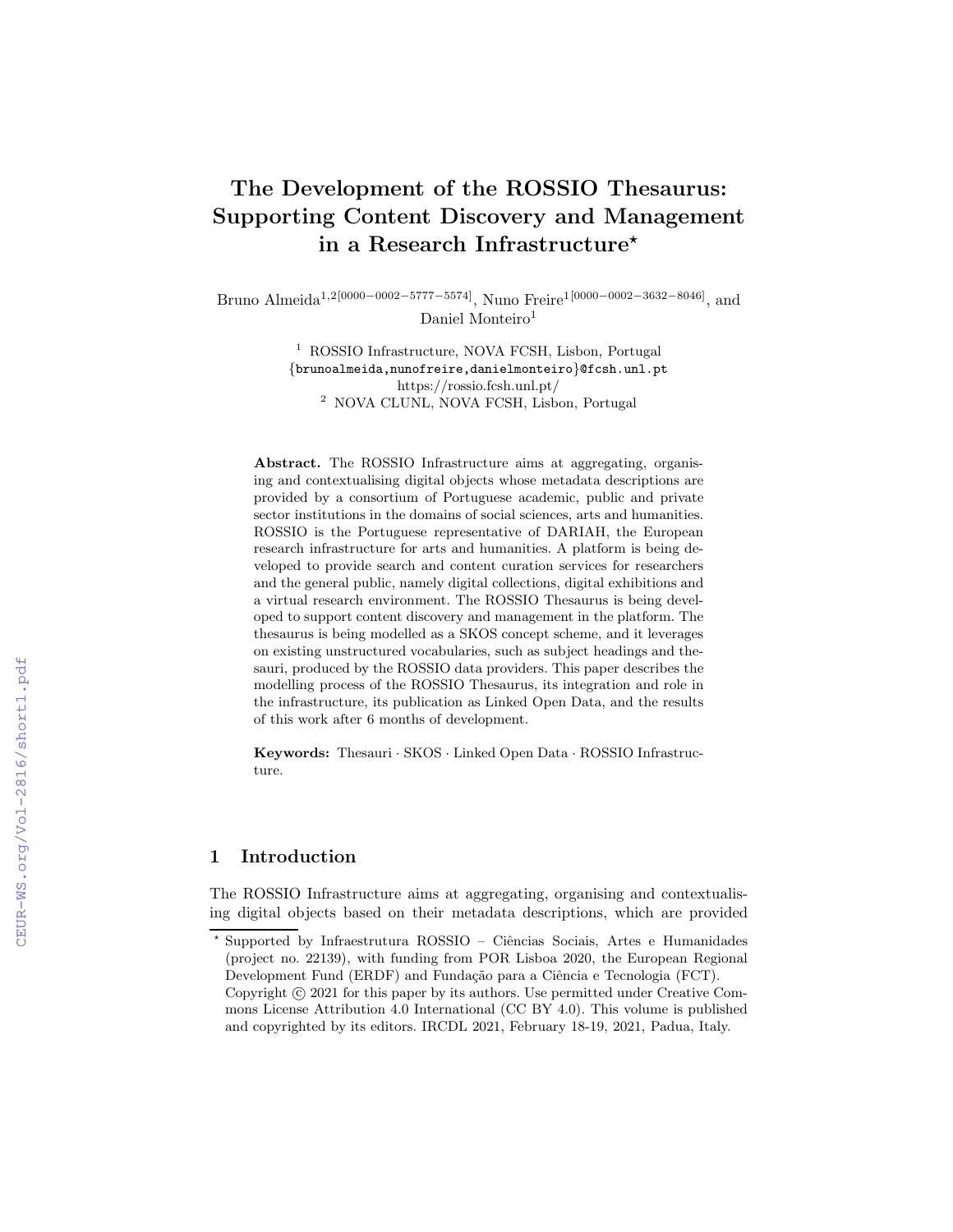# The Development of the ROSSIO Thesaurus: Supporting Content Discovery and Management in a Research Infrastructure*

Bruno Almeida[1,2][0000−0002−5777−5574], Nuno Freire[1][0000−0002−3632−8046], and Daniel Monteiro[1]

[1] ROSSIO Infrastructure, NOVA FCSH, Lisbon, Portugal
{brunoalmeida,nunofreire,danielmonteiro}@fcsh.unl.pt
https://rossio.fcsh.unl.pt/
[2] NOVA CLUNL, NOVA FCSH, Lisbon, Portugal

**Abstract.** The ROSSIO Infrastructure aims at aggregating, organising and contextualising digital objects whose metadata descriptions are provided by a consortium of Portuguese academic, public and private sector institutions in the domains of social sciences, arts and humanities. ROSSIO is the Portuguese representative of DARIAH, the European research infrastructure for arts and humanities. A platform is being developed to provide search and content curation services for researchers and the general public, namely digital collections, digital exhibitions and a virtual research environment. The ROSSIO Thesaurus is being developed to support content discovery and management in the platform. The thesaurus is being modelled as a SKOS concept scheme, and it leverages on existing unstructured vocabularies, such as subject headings and thesauri, produced by the ROSSIO data providers. This paper describes the modelling process of the ROSSIO Thesaurus, its integration and role in the infrastructure, its publication as Linked Open Data, and the results of this work after 6 months of development.

**Keywords:** Thesauri · SKOS · Linked Open Data · ROSSIO Infrastructure.

## 1 Introduction

The ROSSIO Infrastructure aims at aggregating, organising and contextualising digital objects based on their metadata descriptions, which are provided

---

* Supported by Infraestrutura ROSSIO – Ciências Sociais, Artes e Humanidades (project no. 22139), with funding from POR Lisboa 2020, the European Regional Development Fund (ERDF) and Fundação para a Ciência e Tecnologia (FCT). Copyright © 2021 for this paper by its authors. Use permitted under Creative Commons License Attribution 4.0 International (CC BY 4.0). This volume is published and copyrighted by its editors. IRCDL 2021, February 18-19, 2021, Padua, Italy.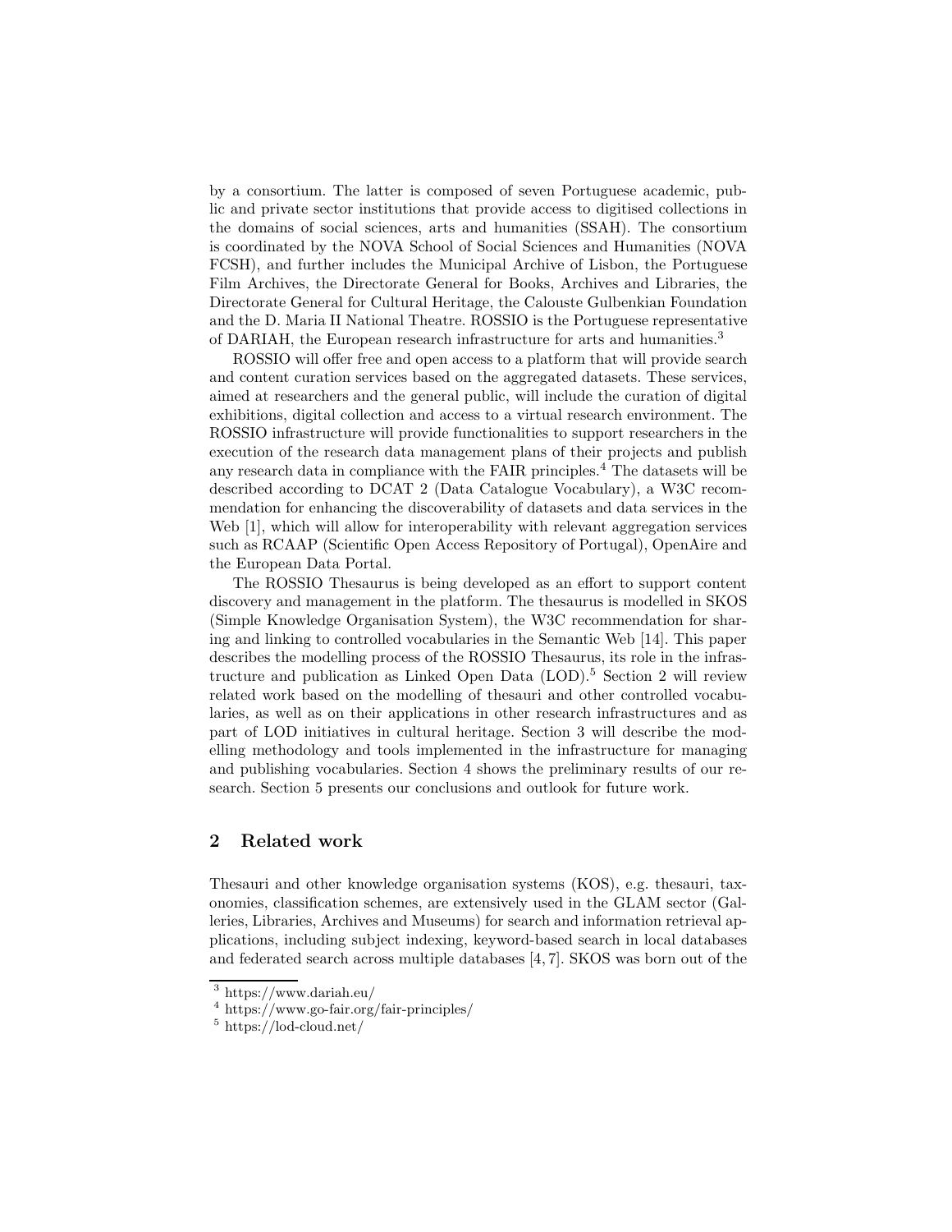by a consortium. The latter is composed of seven Portuguese academic, public and private sector institutions that provide access to digitised collections in the domains of social sciences, arts and humanities (SSAH). The consortium is coordinated by the NOVA School of Social Sciences and Humanities (NOVA FCSH), and further includes the Municipal Archive of Lisbon, the Portuguese Film Archives, the Directorate General for Books, Archives and Libraries, the Directorate General for Cultural Heritage, the Calouste Gulbenkian Foundation and the D. Maria II National Theatre. ROSSIO is the Portuguese representative of DARIAH, the European research infrastructure for arts and humanities.[3]

ROSSIO will offer free and open access to a platform that will provide search and content curation services based on the aggregated datasets. These services, aimed at researchers and the general public, will include the curation of digital exhibitions, digital collection and access to a virtual research environment. The ROSSIO infrastructure will provide functionalities to support researchers in the execution of the research data management plans of their projects and publish any research data in compliance with the FAIR principles.[4] The datasets will be described according to DCAT 2 (Data Catalogue Vocabulary), a W3C recommendation for enhancing the discoverability of datasets and data services in the Web [1], which will allow for interoperability with relevant aggregation services such as RCAAP (Scientific Open Access Repository of Portugal), OpenAire and the European Data Portal.

The ROSSIO Thesaurus is being developed as an effort to support content discovery and management in the platform. The thesaurus is modelled in SKOS (Simple Knowledge Organisation System), the W3C recommendation for sharing and linking to controlled vocabularies in the Semantic Web [14]. This paper describes the modelling process of the ROSSIO Thesaurus, its role in the infrastructure and publication as Linked Open Data (LOD).[5] Section 2 will review related work based on the modelling of thesauri and other controlled vocabularies, as well as on their applications in other research infrastructures and as part of LOD initiatives in cultural heritage. Section 3 will describe the modelling methodology and tools implemented in the infrastructure for managing and publishing vocabularies. Section 4 shows the preliminary results of our research. Section 5 presents our conclusions and outlook for future work.

## 2 Related work

Thesauri and other knowledge organisation systems (KOS), e.g. thesauri, taxonomies, classification schemes, are extensively used in the GLAM sector (Galleries, Libraries, Archives and Museums) for search and information retrieval applications, including subject indexing, keyword-based search in local databases and federated search across multiple databases [4, 7]. SKOS was born out of the

[3] https://www.dariah.eu/

[4] https://www.go-fair.org/fair-principles/

[5] https://lod-cloud.net/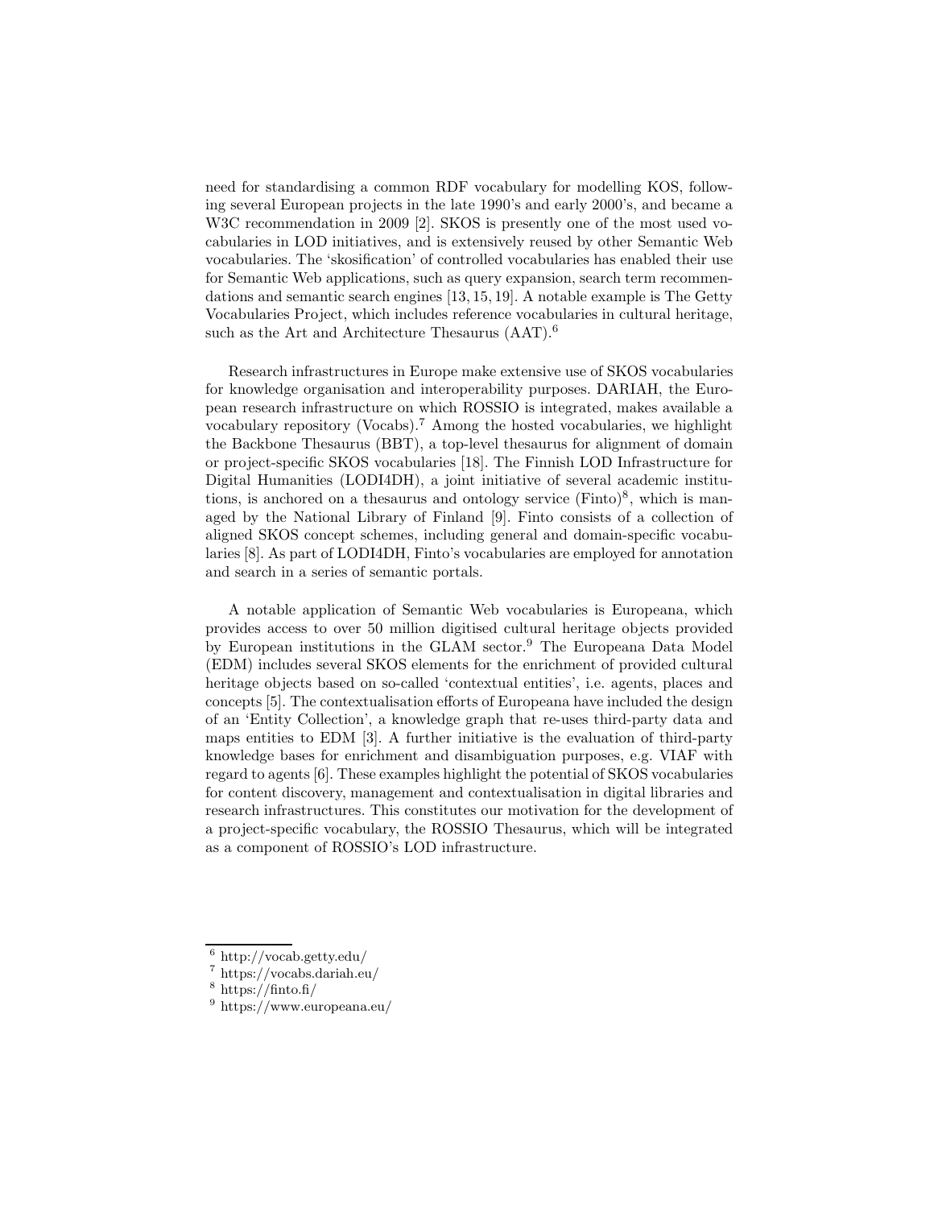need for standardising a common RDF vocabulary for modelling KOS, following several European projects in the late 1990's and early 2000's, and became a W3C recommendation in 2009 [2]. SKOS is presently one of the most used vocabularies in LOD initiatives, and is extensively reused by other Semantic Web vocabularies. The 'skosification' of controlled vocabularies has enabled their use for Semantic Web applications, such as query expansion, search term recommendations and semantic search engines [13, 15, 19]. A notable example is The Getty Vocabularies Project, which includes reference vocabularies in cultural heritage, such as the Art and Architecture Thesaurus (AAT).[6]

Research infrastructures in Europe make extensive use of SKOS vocabularies for knowledge organisation and interoperability purposes. DARIAH, the European research infrastructure on which ROSSIO is integrated, makes available a vocabulary repository (Vocabs).[7] Among the hosted vocabularies, we highlight the Backbone Thesaurus (BBT), a top-level thesaurus for alignment of domain or project-specific SKOS vocabularies [18]. The Finnish LOD Infrastructure for Digital Humanities (LODI4DH), a joint initiative of several academic institutions, is anchored on a thesaurus and ontology service (Finto)[8], which is managed by the National Library of Finland [9]. Finto consists of a collection of aligned SKOS concept schemes, including general and domain-specific vocabularies [8]. As part of LODI4DH, Finto's vocabularies are employed for annotation and search in a series of semantic portals.

A notable application of Semantic Web vocabularies is Europeana, which provides access to over 50 million digitised cultural heritage objects provided by European institutions in the GLAM sector.[9] The Europeana Data Model (EDM) includes several SKOS elements for the enrichment of provided cultural heritage objects based on so-called 'contextual entities', i.e. agents, places and concepts [5]. The contextualisation efforts of Europeana have included the design of an 'Entity Collection', a knowledge graph that re-uses third-party data and maps entities to EDM [3]. A further initiative is the evaluation of third-party knowledge bases for enrichment and disambiguation purposes, e.g. VIAF with regard to agents [6]. These examples highlight the potential of SKOS vocabularies for content discovery, management and contextualisation in digital libraries and research infrastructures. This constitutes our motivation for the development of a project-specific vocabulary, the ROSSIO Thesaurus, which will be integrated as a component of ROSSIO's LOD infrastructure.

[6] http://vocab.getty.edu/

[7] https://vocabs.dariah.eu/

[8] https://finto.fi/

[9] https://www.europeana.eu/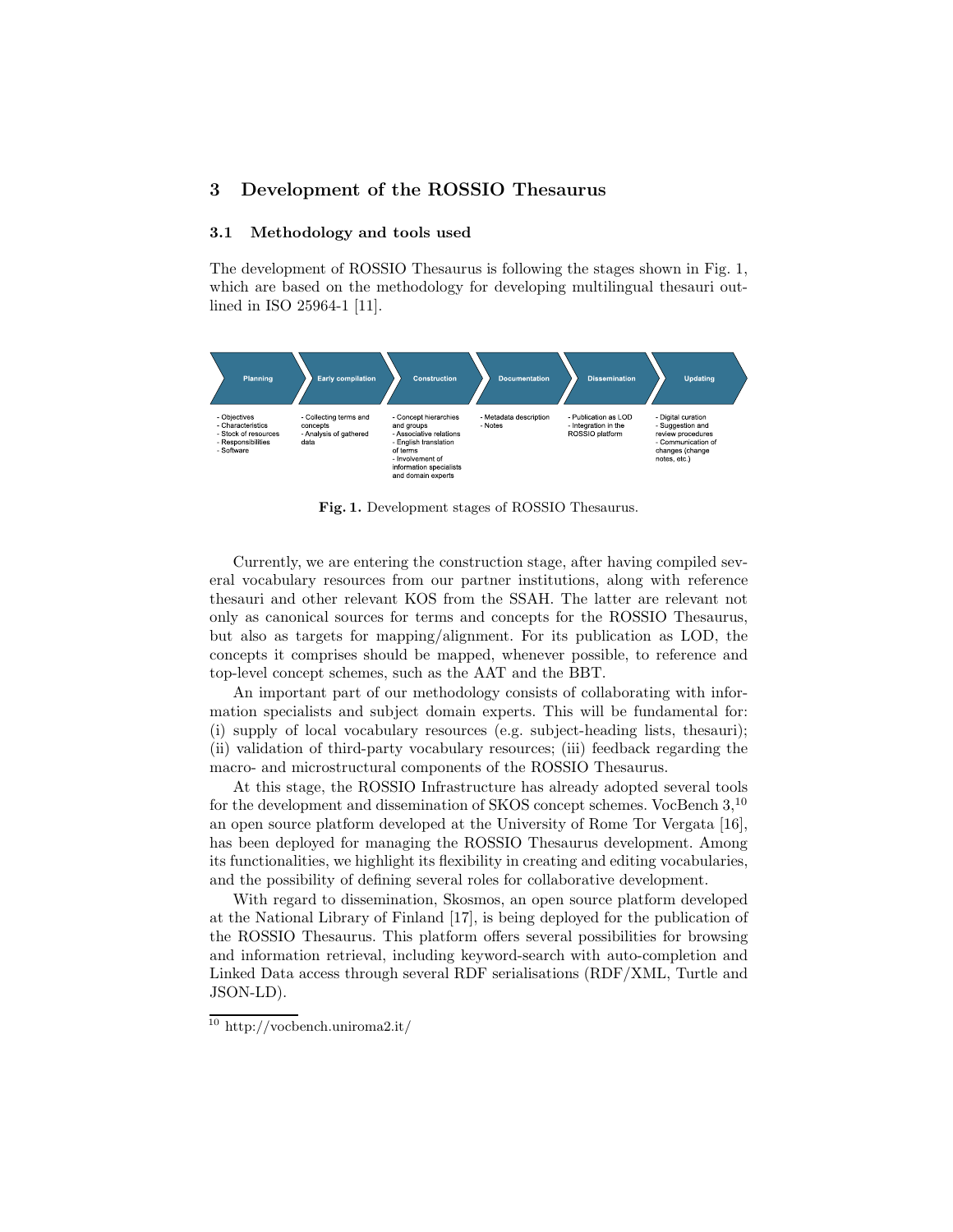## 3 Development of the ROSSIO Thesaurus

### 3.1 Methodology and tools used

The development of ROSSIO Thesaurus is following the stages shown in Fig. 1, which are based on the methodology for developing multilingual thesauri outlined in ISO 25964-1 [11].

| Planning | Early compilation | Construction | Documentation | Dissemination | Updating |
| --- | --- | --- | --- | --- | --- |
| - Objectives<br>- Characteristics<br>- Stock of resources<br>- Responsibilities<br>- Software | - Collecting terms and concepts<br>- Analysis of gathered data | - Concept hierarchies and groups<br>- Associative relations<br>- English translation of terms<br>- Involvement of information specialists and domain experts | - Metadata description<br>- Notes | - Publication as LOD<br>- Integration in the ROSSIO platform | - Digital curation<br>- Suggestion and review procedures<br>- Communication of changes (change notes, etc.) |

**Fig. 1.** Development stages of ROSSIO Thesaurus.

Currently, we are entering the construction stage, after having compiled several vocabulary resources from our partner institutions, along with reference thesauri and other relevant KOS from the SSAH. The latter are relevant not only as canonical sources for terms and concepts for the ROSSIO Thesaurus, but also as targets for mapping/alignment. For its publication as LOD, the concepts it comprises should be mapped, whenever possible, to reference and top-level concept schemes, such as the AAT and the BBT.

An important part of our methodology consists of collaborating with information specialists and subject domain experts. This will be fundamental for: (i) supply of local vocabulary resources (e.g. subject-heading lists, thesauri); (ii) validation of third-party vocabulary resources; (iii) feedback regarding the macro- and microstructural components of the ROSSIO Thesaurus.

At this stage, the ROSSIO Infrastructure has already adopted several tools for the development and dissemination of SKOS concept schemes. VocBench 3,[10] an open source platform developed at the University of Rome Tor Vergata [16], has been deployed for managing the ROSSIO Thesaurus development. Among its functionalities, we highlight its flexibility in creating and editing vocabularies, and the possibility of defining several roles for collaborative development.

With regard to dissemination, Skosmos, an open source platform developed at the National Library of Finland [17], is being deployed for the publication of the ROSSIO Thesaurus. This platform offers several possibilities for browsing and information retrieval, including keyword-search with auto-completion and Linked Data access through several RDF serialisations (RDF/XML, Turtle and JSON-LD).

[10] http://vocbench.uniroma2.it/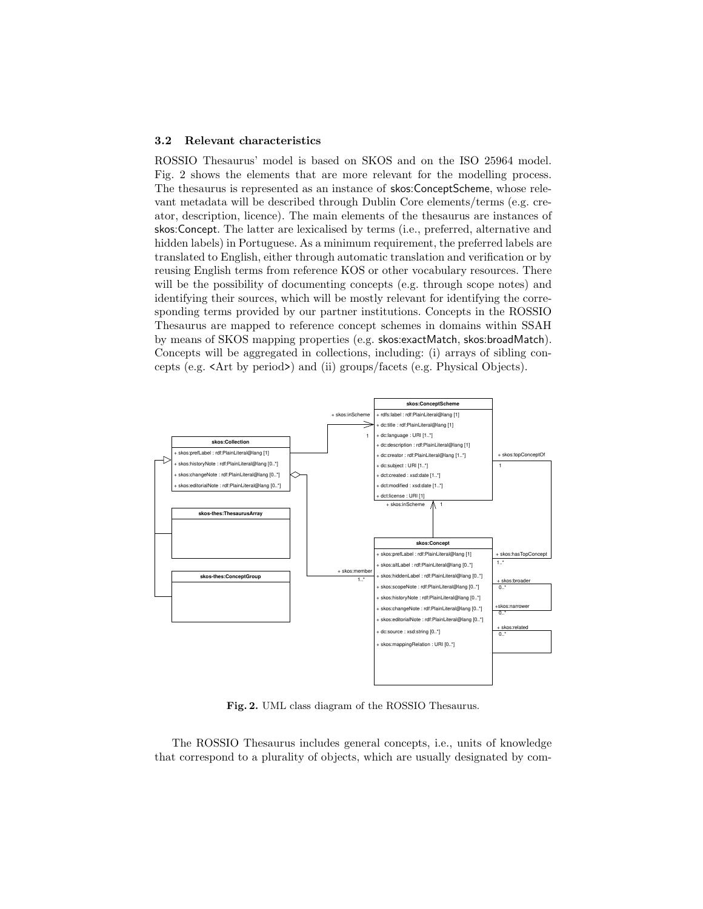### 3.2 Relevant characteristics

ROSSIO Thesaurus' model is based on SKOS and on the ISO 25964 model. Fig. 2 shows the elements that are more relevant for the modelling process. The thesaurus is represented as an instance of skos:ConceptScheme, whose relevant metadata will be described through Dublin Core elements/terms (e.g. creator, description, licence). The main elements of the thesaurus are instances of skos:Concept. The latter are lexicalised by terms (i.e., preferred, alternative and hidden labels) in Portuguese. As a minimum requirement, the preferred labels are translated to English, either through automatic translation and verification or by reusing English terms from reference KOS or other vocabulary resources. There will be the possibility of documenting concepts (e.g. through scope notes) and identifying their sources, which will be mostly relevant for identifying the corresponding terms provided by our partner institutions. Concepts in the ROSSIO Thesaurus are mapped to reference concept schemes in domains within SSAH by means of SKOS mapping properties (e.g. skos:exactMatch, skos:broadMatch). Concepts will be aggregated in collections, including: (i) arrays of sibling concepts (e.g. <Art by period>) and (ii) groups/facets (e.g. Physical Objects).

**Fig. 2.** UML class diagram of the ROSSIO Thesaurus.

The ROSSIO Thesaurus includes general concepts, i.e., units of knowledge that correspond to a plurality of objects, which are usually designated by com-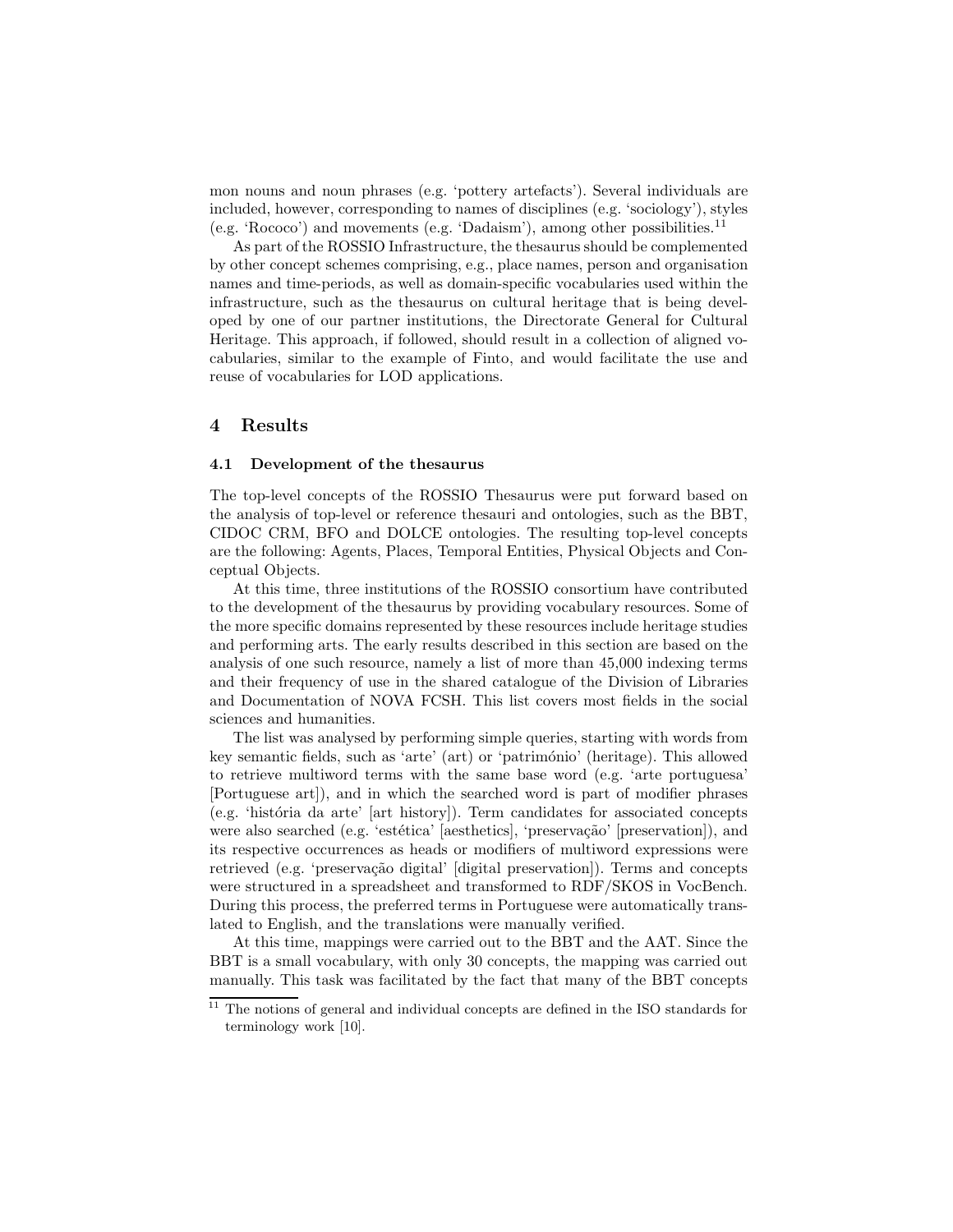mon nouns and noun phrases (e.g. 'pottery artefacts'). Several individuals are included, however, corresponding to names of disciplines (e.g. 'sociology'), styles (e.g. 'Rococo') and movements (e.g. 'Dadaism'), among other possibilities.[11]

As part of the ROSSIO Infrastructure, the thesaurus should be complemented by other concept schemes comprising, e.g., place names, person and organisation names and time-periods, as well as domain-specific vocabularies used within the infrastructure, such as the thesaurus on cultural heritage that is being developed by one of our partner institutions, the Directorate General for Cultural Heritage. This approach, if followed, should result in a collection of aligned vocabularies, similar to the example of Finto, and would facilitate the use and reuse of vocabularies for LOD applications.

## 4 Results

### 4.1 Development of the thesaurus

The top-level concepts of the ROSSIO Thesaurus were put forward based on the analysis of top-level or reference thesauri and ontologies, such as the BBT, CIDOC CRM, BFO and DOLCE ontologies. The resulting top-level concepts are the following: Agents, Places, Temporal Entities, Physical Objects and Conceptual Objects.

At this time, three institutions of the ROSSIO consortium have contributed to the development of the thesaurus by providing vocabulary resources. Some of the more specific domains represented by these resources include heritage studies and performing arts. The early results described in this section are based on the analysis of one such resource, namely a list of more than 45,000 indexing terms and their frequency of use in the shared catalogue of the Division of Libraries and Documentation of NOVA FCSH. This list covers most fields in the social sciences and humanities.

The list was analysed by performing simple queries, starting with words from key semantic fields, such as 'arte' (art) or 'património' (heritage). This allowed to retrieve multiword terms with the same base word (e.g. 'arte portuguesa' [Portuguese art]), and in which the searched word is part of modifier phrases (e.g. 'história da arte' [art history]). Term candidates for associated concepts were also searched (e.g. 'estética' [aesthetics], 'preservação' [preservation]), and its respective occurrences as heads or modifiers of multiword expressions were retrieved (e.g. 'preservação digital' [digital preservation]). Terms and concepts were structured in a spreadsheet and transformed to RDF/SKOS in VocBench. During this process, the preferred terms in Portuguese were automatically translated to English, and the translations were manually verified.

At this time, mappings were carried out to the BBT and the AAT. Since the BBT is a small vocabulary, with only 30 concepts, the mapping was carried out manually. This task was facilitated by the fact that many of the BBT concepts

[11] The notions of general and individual concepts are defined in the ISO standards for terminology work [10].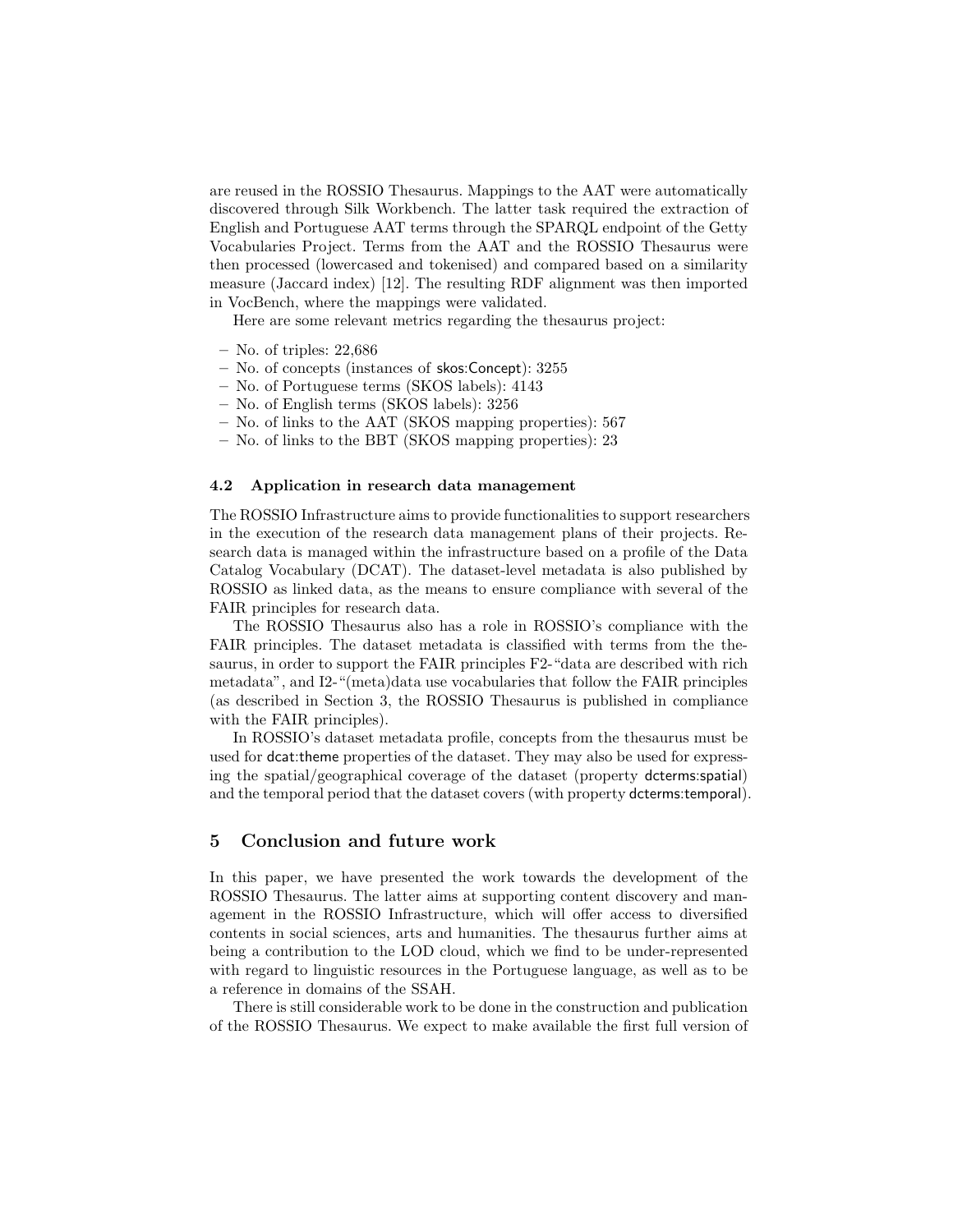are reused in the ROSSIO Thesaurus. Mappings to the AAT were automatically discovered through Silk Workbench. The latter task required the extraction of English and Portuguese AAT terms through the SPARQL endpoint of the Getty Vocabularies Project. Terms from the AAT and the ROSSIO Thesaurus were then processed (lowercased and tokenised) and compared based on a similarity measure (Jaccard index) [12]. The resulting RDF alignment was then imported in VocBench, where the mappings were validated.

Here are some relevant metrics regarding the thesaurus project:

- No. of triples: 22,686
- No. of concepts (instances of skos:Concept): 3255
- No. of Portuguese terms (SKOS labels): 4143
- No. of English terms (SKOS labels): 3256
- No. of links to the AAT (SKOS mapping properties): 567
- No. of links to the BBT (SKOS mapping properties): 23

### 4.2 Application in research data management

The ROSSIO Infrastructure aims to provide functionalities to support researchers in the execution of the research data management plans of their projects. Research data is managed within the infrastructure based on a profile of the Data Catalog Vocabulary (DCAT). The dataset-level metadata is also published by ROSSIO as linked data, as the means to ensure compliance with several of the FAIR principles for research data.

The ROSSIO Thesaurus also has a role in ROSSIO's compliance with the FAIR principles. The dataset metadata is classified with terms from the thesaurus, in order to support the FAIR principles F2-"data are described with rich metadata", and I2-"(meta)data use vocabularies that follow the FAIR principles (as described in Section 3, the ROSSIO Thesaurus is published in compliance with the FAIR principles).

In ROSSIO's dataset metadata profile, concepts from the thesaurus must be used for dcat:theme properties of the dataset. They may also be used for expressing the spatial/geographical coverage of the dataset (property dcterms:spatial) and the temporal period that the dataset covers (with property dcterms:temporal).

## 5 Conclusion and future work

In this paper, we have presented the work towards the development of the ROSSIO Thesaurus. The latter aims at supporting content discovery and management in the ROSSIO Infrastructure, which will offer access to diversified contents in social sciences, arts and humanities. The thesaurus further aims at being a contribution to the LOD cloud, which we find to be under-represented with regard to linguistic resources in the Portuguese language, as well as to be a reference in domains of the SSAH.

There is still considerable work to be done in the construction and publication of the ROSSIO Thesaurus. We expect to make available the first full version of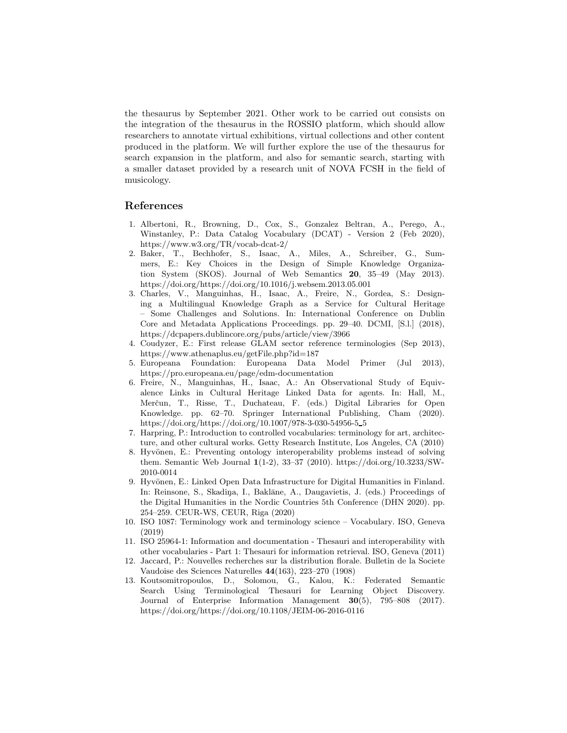the thesaurus by September 2021. Other work to be carried out consists on the integration of the thesaurus in the ROSSIO platform, which should allow researchers to annotate virtual exhibitions, virtual collections and other content produced in the platform. We will further explore the use of the thesaurus for search expansion in the platform, and also for semantic search, starting with a smaller dataset provided by a research unit of NOVA FCSH in the field of musicology.

## References

1. Albertoni, R., Browning, D., Cox, S., Gonzalez Beltran, A., Perego, A., Winstanley, P.: Data Catalog Vocabulary (DCAT) - Version 2 (Feb 2020), https://www.w3.org/TR/vocab-dcat-2/
2. Baker, T., Bechhofer, S., Isaac, A., Miles, A., Schreiber, G., Summers, E.: Key Choices in the Design of Simple Knowledge Organization System (SKOS). Journal of Web Semantics **20**, 35–49 (May 2013). https://doi.org/https://doi.org/10.1016/j.websem.2013.05.001
3. Charles, V., Manguinhas, H., Isaac, A., Freire, N., Gordea, S.: Designing a Multilingual Knowledge Graph as a Service for Cultural Heritage – Some Challenges and Solutions. In: International Conference on Dublin Core and Metadata Applications Proceedings. pp. 29–40. DCMI, [S.l.] (2018), https://dcpapers.dublincore.org/pubs/article/view/3966
4. Coudyzer, E.: First release GLAM sector reference terminologies (Sep 2013), https://www.athenaplus.eu/getFile.php?id=187
5. Europeana Foundation: Europeana Data Model Primer (Jul 2013), https://pro.europeana.eu/page/edm-documentation
6. Freire, N., Manguinhas, H., Isaac, A.: An Observational Study of Equivalence Links in Cultural Heritage Linked Data for agents. In: Hall, M., Merčun, T., Risse, T., Duchateau, F. (eds.) Digital Libraries for Open Knowledge. pp. 62–70. Springer International Publishing, Cham (2020). https://doi.org/https://doi.org/10.1007/978-3-030-54956-5_5
7. Harpring, P.: Introduction to controlled vocabularies: terminology for art, architecture, and other cultural works. Getty Research Institute, Los Angeles, CA (2010)
8. Hyvönen, E.: Preventing ontology interoperability problems instead of solving them. Semantic Web Journal **1**(1-2), 33–37 (2010). https://doi.org/10.3233/SW-2010-0014
9. Hyvönen, E.: Linked Open Data Infrastructure for Digital Humanities in Finland. In: Reinsone, S., Skadiņa, I., Baklāne, A., Daugavietis, J. (eds.) Proceedings of the Digital Humanities in the Nordic Countries 5th Conference (DHN 2020). pp. 254–259. CEUR-WS, CEUR, Riga (2020)
10. ISO 1087: Terminology work and terminology science – Vocabulary. ISO, Geneva (2019)
11. ISO 25964-1: Information and documentation - Thesauri and interoperability with other vocabularies - Part 1: Thesauri for information retrieval. ISO, Geneva (2011)
12. Jaccard, P.: Nouvelles recherches sur la distribution florale. Bulletin de la Societe Vaudoise des Sciences Naturelles **44**(163), 223–270 (1908)
13. Koutsomitropoulos, D., Solomou, G., Kalou, K.: Federated Semantic Search Using Terminological Thesauri for Learning Object Discovery. Journal of Enterprise Information Management **30**(5), 795–808 (2017). https://doi.org/https://doi.org/10.1108/JEIM-06-2016-0116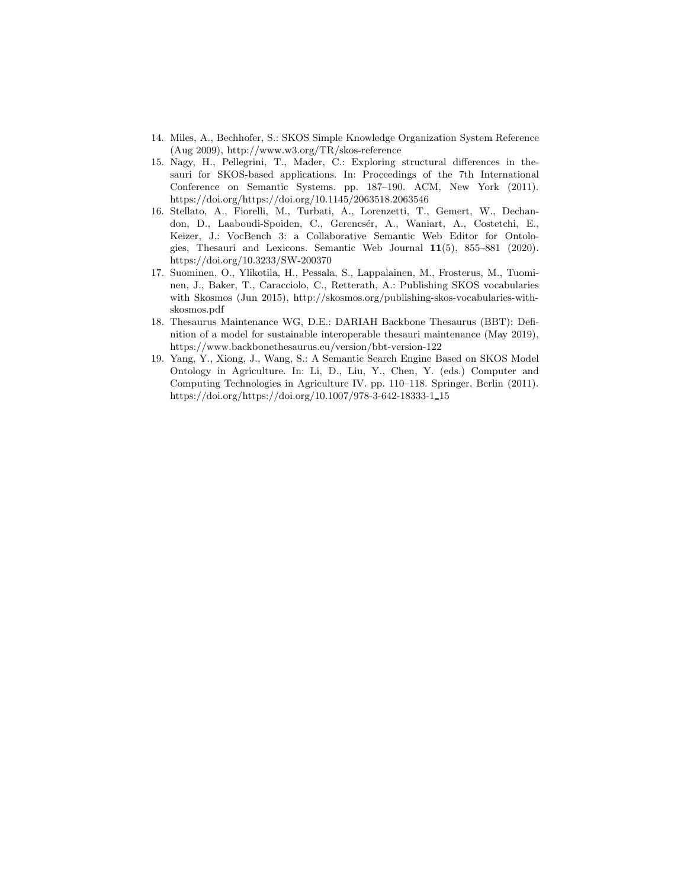14. Miles, A., Bechhofer, S.: SKOS Simple Knowledge Organization System Reference (Aug 2009), http://www.w3.org/TR/skos-reference
15. Nagy, H., Pellegrini, T., Mader, C.: Exploring structural differences in thesauri for SKOS-based applications. In: Proceedings of the 7th International Conference on Semantic Systems. pp. 187–190. ACM, New York (2011). https://doi.org/https://doi.org/10.1145/2063518.2063546
16. Stellato, A., Fiorelli, M., Turbati, A., Lorenzetti, T., Gemert, W., Dechandon, D., Laaboudi-Spoiden, C., Gerencsér, A., Waniart, A., Costetchi, E., Keizer, J.: VocBench 3: a Collaborative Semantic Web Editor for Ontologies, Thesauri and Lexicons. Semantic Web Journal **11**(5), 855–881 (2020). https://doi.org/10.3233/SW-200370
17. Suominen, O., Ylikotila, H., Pessala, S., Lappalainen, M., Frosterus, M., Tuominen, J., Baker, T., Caracciolo, C., Retterath, A.: Publishing SKOS vocabularies with Skosmos (Jun 2015), http://skosmos.org/publishing-skos-vocabularies-with-skosmos.pdf
18. Thesaurus Maintenance WG, D.E.: DARIAH Backbone Thesaurus (BBT): Definition of a model for sustainable interoperable thesauri maintenance (May 2019), https://www.backbonethesaurus.eu/version/bbt-version-122
19. Yang, Y., Xiong, J., Wang, S.: A Semantic Search Engine Based on SKOS Model Ontology in Agriculture. In: Li, D., Liu, Y., Chen, Y. (eds.) Computer and Computing Technologies in Agriculture IV. pp. 110–118. Springer, Berlin (2011). https://doi.org/https://doi.org/10.1007/978-3-642-18333-1_15